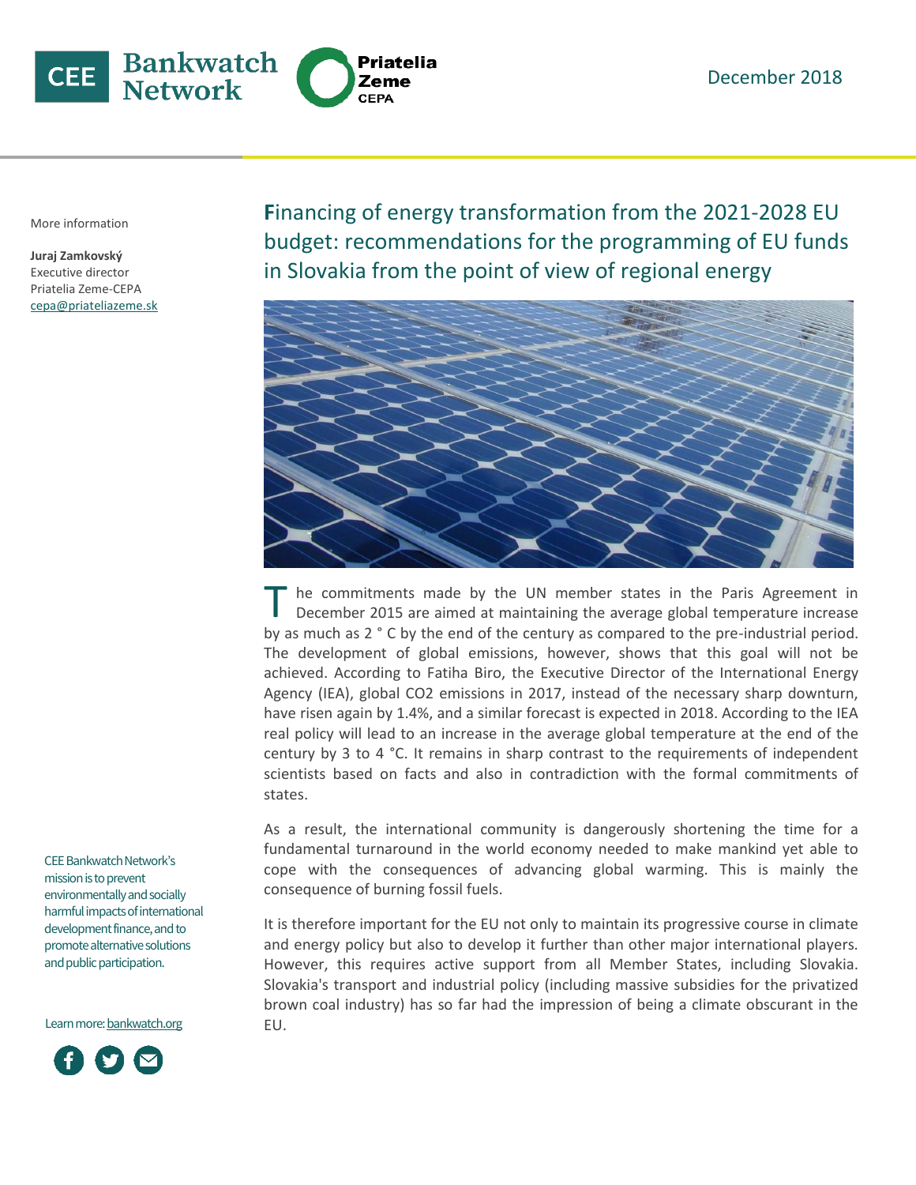December 2018

More information

**Juraj Zamkovský**
Executive director
Priatelia Zeme-CEPA
cepa@priateliazeme.sk

# Financing of energy transformation from the 2021-2028 EU budget: recommendations for the programming of EU funds in Slovakia from the point of view of regional energy

The commitments made by the UN member states in the Paris Agreement in December 2015 are aimed at maintaining the average global temperature increase by as much as 2 ° C by the end of the century as compared to the pre-industrial period. The development of global emissions, however, shows that this goal will not be achieved. According to Fatiha Biro, the Executive Director of the International Energy Agency (IEA), global CO2 emissions in 2017, instead of the necessary sharp downturn, have risen again by 1.4%, and a similar forecast is expected in 2018. According to the IEA real policy will lead to an increase in the average global temperature at the end of the century by 3 to 4 °C. It remains in sharp contrast to the requirements of independent scientists based on facts and also in contradiction with the formal commitments of states.

As a result, the international community is dangerously shortening the time for a fundamental turnaround in the world economy needed to make mankind yet able to cope with the consequences of advancing global warming. This is mainly the consequence of burning fossil fuels.

It is therefore important for the EU not only to maintain its progressive course in climate and energy policy but also to develop it further than other major international players. However, this requires active support from all Member States, including Slovakia. Slovakia's transport and industrial policy (including massive subsidies for the privatized brown coal industry) has so far had the impression of being a climate obscurant in the EU.

CEE Bankwatch Network's mission is to prevent environmentally and socially harmful impacts of international development finance, and to promote alternative solutions and public participation.

Learn more: bankwatch.org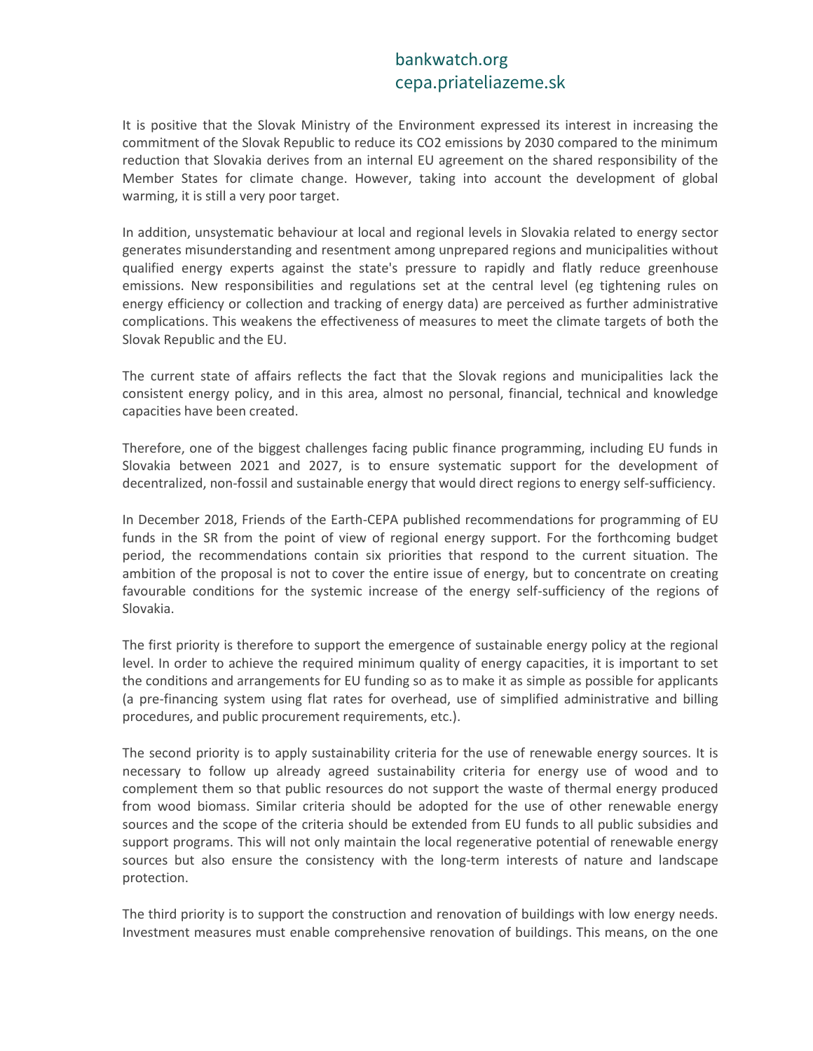It is positive that the Slovak Ministry of the Environment expressed its interest in increasing the commitment of the Slovak Republic to reduce its $CO_2$ emissions by 2030 compared to the minimum reduction that Slovakia derives from an internal EU agreement on the shared responsibility of the Member States for climate change. However, taking into account the development of global warming, it is still a very poor target.

In addition, unsystematic behaviour at local and regional levels in Slovakia related to energy sector generates misunderstanding and resentment among unprepared regions and municipalities without qualified energy experts against the state's pressure to rapidly and flatly reduce greenhouse emissions. New responsibilities and regulations set at the central level (eg tightening rules on energy efficiency or collection and tracking of energy data) are perceived as further administrative complications. This weakens the effectiveness of measures to meet the climate targets of both the Slovak Republic and the EU.

The current state of affairs reflects the fact that the Slovak regions and municipalities lack the consistent energy policy, and in this area, almost no personal, financial, technical and knowledge capacities have been created.

Therefore, one of the biggest challenges facing public finance programming, including EU funds in Slovakia between 2021 and 2027, is to ensure systematic support for the development of decentralized, non-fossil and sustainable energy that would direct regions to energy self-sufficiency.

In December 2018, Friends of the Earth-CEPA published recommendations for programming of EU funds in the SR from the point of view of regional energy support. For the forthcoming budget period, the recommendations contain six priorities that respond to the current situation. The ambition of the proposal is not to cover the entire issue of energy, but to concentrate on creating favourable conditions for the systemic increase of the energy self-sufficiency of the regions of Slovakia.

The first priority is therefore to support the emergence of sustainable energy policy at the regional level. In order to achieve the required minimum quality of energy capacities, it is important to set the conditions and arrangements for EU funding so as to make it as simple as possible for applicants (a pre-financing system using flat rates for overhead, use of simplified administrative and billing procedures, and public procurement requirements, etc.).

The second priority is to apply sustainability criteria for the use of renewable energy sources. It is necessary to follow up already agreed sustainability criteria for energy use of wood and to complement them so that public resources do not support the waste of thermal energy produced from wood biomass. Similar criteria should be adopted for the use of other renewable energy sources and the scope of the criteria should be extended from EU funds to all public subsidies and support programs. This will not only maintain the local regenerative potential of renewable energy sources but also ensure the consistency with the long-term interests of nature and landscape protection.

The third priority is to support the construction and renovation of buildings with low energy needs. Investment measures must enable comprehensive renovation of buildings. This means, on the one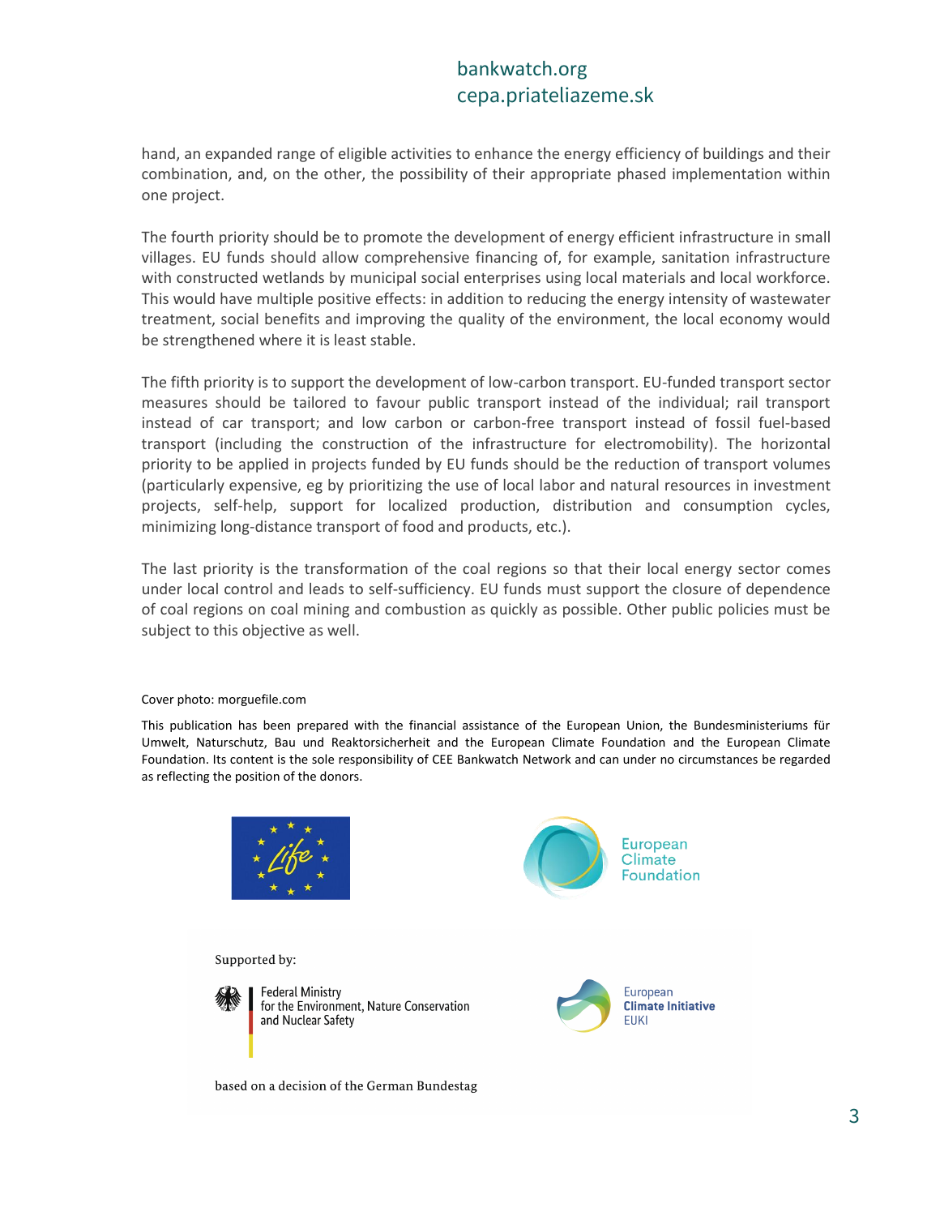hand, an expanded range of eligible activities to enhance the energy efficiency of buildings and their combination, and, on the other, the possibility of their appropriate phased implementation within one project.

The fourth priority should be to promote the development of energy efficient infrastructure in small villages. EU funds should allow comprehensive financing of, for example, sanitation infrastructure with constructed wetlands by municipal social enterprises using local materials and local workforce. This would have multiple positive effects: in addition to reducing the energy intensity of wastewater treatment, social benefits and improving the quality of the environment, the local economy would be strengthened where it is least stable.

The fifth priority is to support the development of low-carbon transport. EU-funded transport sector measures should be tailored to favour public transport instead of the individual; rail transport instead of car transport; and low carbon or carbon-free transport instead of fossil fuel-based transport (including the construction of the infrastructure for electromobility). The horizontal priority to be applied in projects funded by EU funds should be the reduction of transport volumes (particularly expensive, eg by prioritizing the use of local labor and natural resources in investment projects, self-help, support for localized production, distribution and consumption cycles, minimizing long-distance transport of food and products, etc.).

The last priority is the transformation of the coal regions so that their local energy sector comes under local control and leads to self-sufficiency. EU funds must support the closure of dependence of coal regions on coal mining and combustion as quickly as possible. Other public policies must be subject to this objective as well.

Cover photo: morguefile.com

This publication has been prepared with the financial assistance of the European Union, the Bundesministeriums für Umwelt, Naturschutz, Bau und Reaktorsicherheit and the European Climate Foundation and the European Climate Foundation. Its content is the sole responsibility of CEE Bankwatch Network and can under no circumstances be regarded as reflecting the position of the donors.

Life

European Climate Foundation

Supported by:

Federal Ministry for the Environment, Nature Conservation and Nuclear Safety

European Climate Initiative EUKI

based on a decision of the German Bundestag